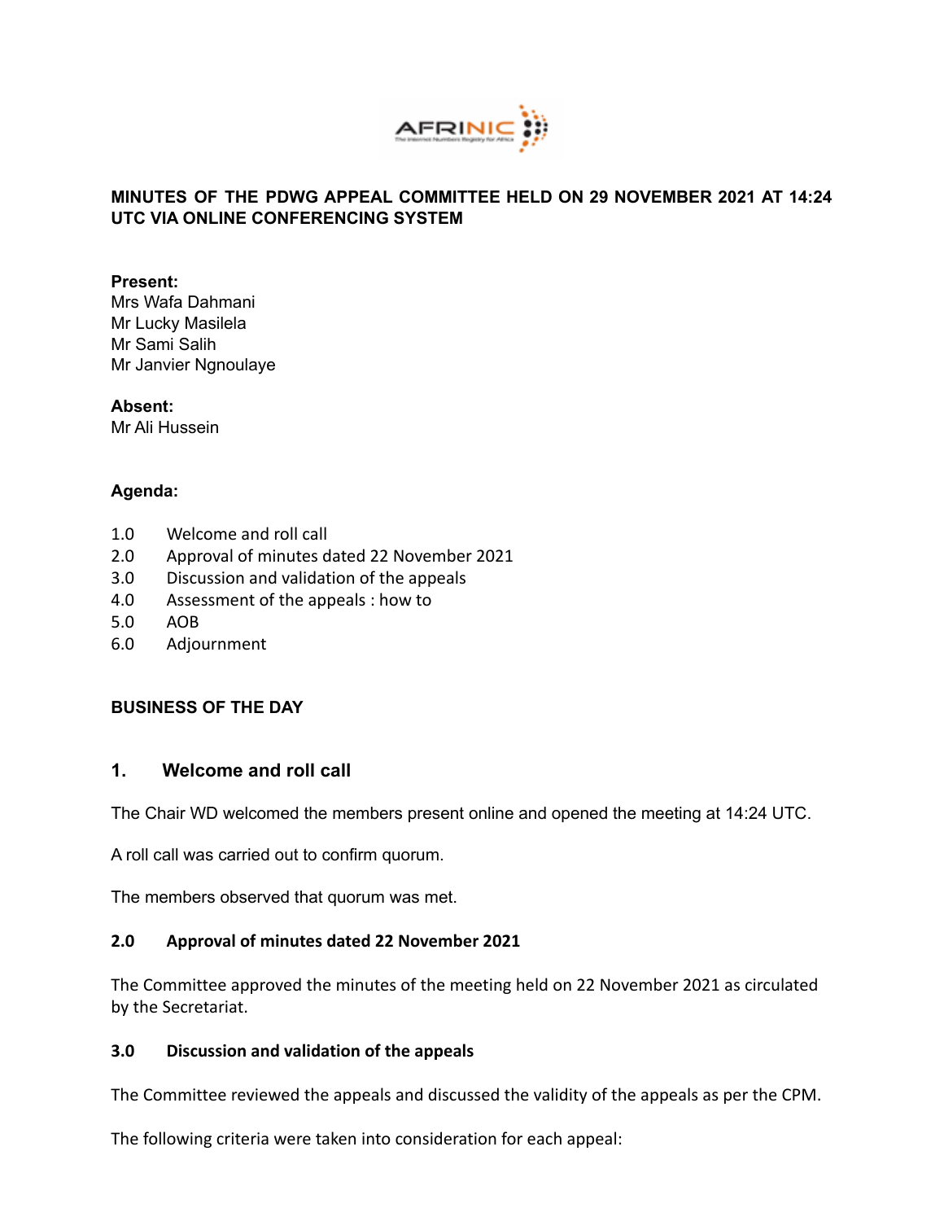# MINUTES OF THE PDWG APPEAL COMMITTEE HELD ON 29 NOVEMBER 2021 AT 14:24 UTC VIA ONLINE CONFERENCING SYSTEM

**Present:**
Mrs Wafa Dahmani
Mr Lucky Masilela
Mr Sami Salih
Mr Janvier Ngnoulaye

**Absent:**
Mr Ali Hussein

**Agenda:**

1.0 Welcome and roll call
2.0 Approval of minutes dated 22 November 2021
3.0 Discussion and validation of the appeals
4.0 Assessment of the appeals : how to
5.0 AOB
6.0 Adjournment

**BUSINESS OF THE DAY**

## 1. Welcome and roll call

The Chair WD welcomed the members present online and opened the meeting at 14:24 UTC.

A roll call was carried out to confirm quorum.

The members observed that quorum was met.

### 2.0 Approval of minutes dated 22 November 2021

The Committee approved the minutes of the meeting held on 22 November 2021 as circulated by the Secretariat.

### 3.0 Discussion and validation of the appeals

The Committee reviewed the appeals and discussed the validity of the appeals as per the CPM.

The following criteria were taken into consideration for each appeal: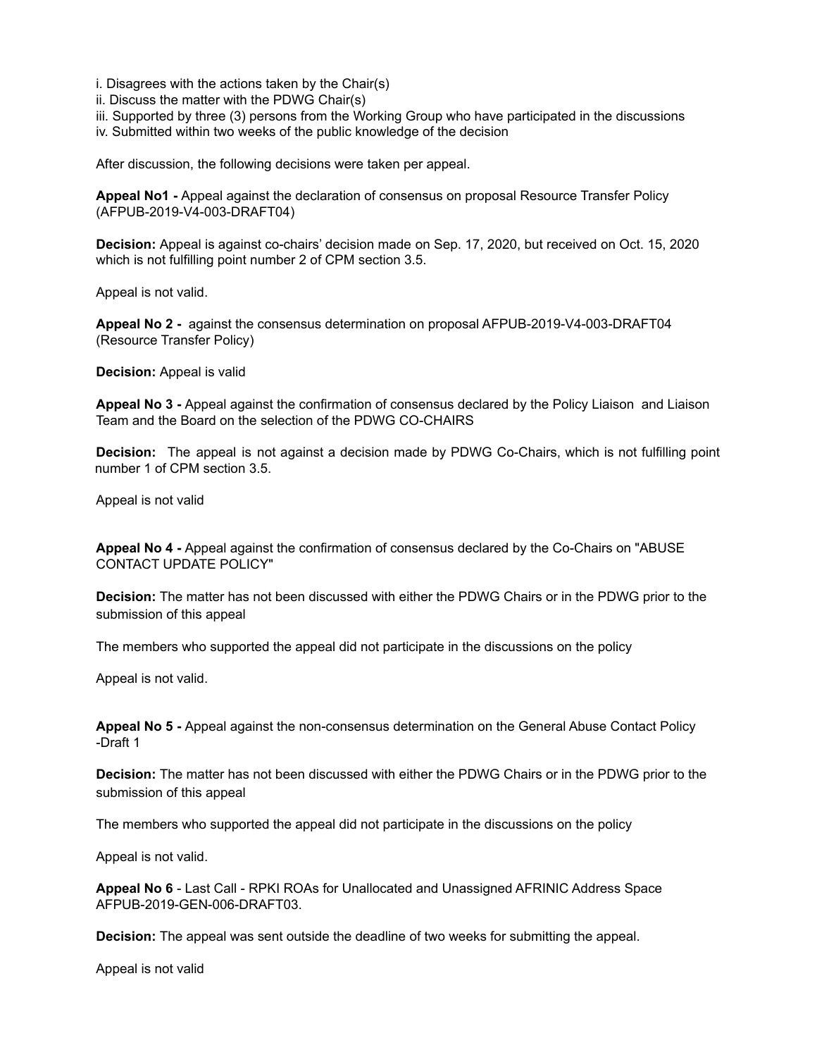i. Disagrees with the actions taken by the Chair(s)
ii. Discuss the matter with the PDWG Chair(s)
iii. Supported by three (3) persons from the Working Group who have participated in the discussions
iv. Submitted within two weeks of the public knowledge of the decision

After discussion, the following decisions were taken per appeal.

**Appeal No1 -** Appeal against the declaration of consensus on proposal Resource Transfer Policy (AFPUB-2019-V4-003-DRAFT04)

**Decision:** Appeal is against co-chairs' decision made on Sep. 17, 2020, but received on Oct. 15, 2020 which is not fulfilling point number 2 of CPM section 3.5.

Appeal is not valid.

**Appeal No 2 -** against the consensus determination on proposal AFPUB-2019-V4-003-DRAFT04 (Resource Transfer Policy)

**Decision:** Appeal is valid

**Appeal No 3 -** Appeal against the confirmation of consensus declared by the Policy Liaison and Liaison Team and the Board on the selection of the PDWG CO-CHAIRS

**Decision:** The appeal is not against a decision made by PDWG Co-Chairs, which is not fulfilling point number 1 of CPM section 3.5.

Appeal is not valid

**Appeal No 4 -** Appeal against the confirmation of consensus declared by the Co-Chairs on "ABUSE CONTACT UPDATE POLICY"

**Decision:** The matter has not been discussed with either the PDWG Chairs or in the PDWG prior to the submission of this appeal

The members who supported the appeal did not participate in the discussions on the policy

Appeal is not valid.

**Appeal No 5 -** Appeal against the non-consensus determination on the General Abuse Contact Policy -Draft 1

**Decision:** The matter has not been discussed with either the PDWG Chairs or in the PDWG prior to the submission of this appeal

The members who supported the appeal did not participate in the discussions on the policy

Appeal is not valid.

**Appeal No 6** - Last Call - RPKI ROAs for Unallocated and Unassigned AFRINIC Address Space AFPUB-2019-GEN-006-DRAFT03.

**Decision:** The appeal was sent outside the deadline of two weeks for submitting the appeal.

Appeal is not valid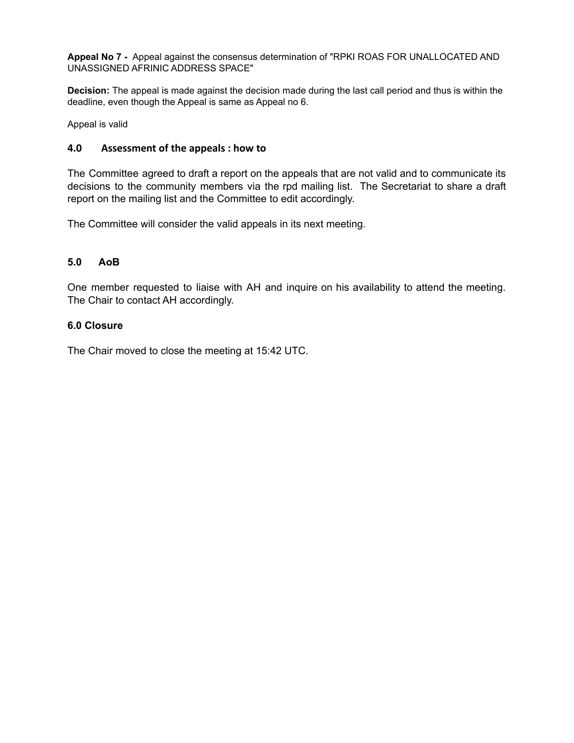**Appeal No 7 -** Appeal against the consensus determination of "RPKI ROAS FOR UNALLOCATED AND UNASSIGNED AFRINIC ADDRESS SPACE"

**Decision:** The appeal is made against the decision made during the last call period and thus is within the deadline, even though the Appeal is same as Appeal no 6.

Appeal is valid

## 4.0 Assessment of the appeals : how to

The Committee agreed to draft a report on the appeals that are not valid and to communicate its decisions to the community members via the rpd mailing list. The Secretariat to share a draft report on the mailing list and the Committee to edit accordingly.

The Committee will consider the valid appeals in its next meeting.

## 5.0 AoB

One member requested to liaise with AH and inquire on his availability to attend the meeting. The Chair to contact AH accordingly.

## 6.0 Closure

The Chair moved to close the meeting at 15:42 UTC.